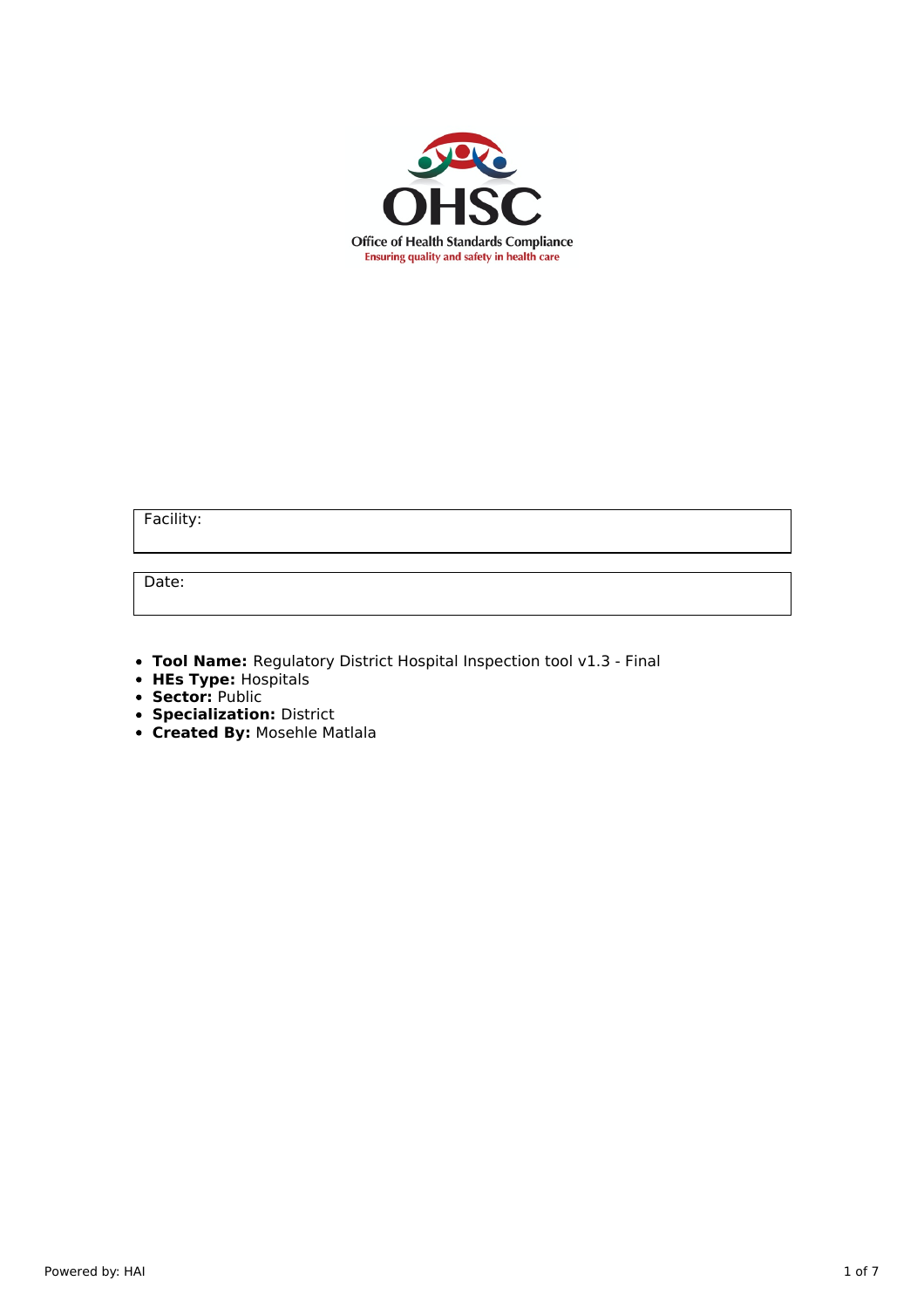OHSC

Office of Health Standards Compliance

Ensuring quality and safety in health care

| Facility: |
| --- |

| Date: |
| --- |

- **Tool Name:** Regulatory District Hospital Inspection tool v1.3 - Final
- **HEs Type:** Hospitals
- **Sector:** Public
- **Specialization:** District
- **Created By:** Mosehle Matlala

Powered by: HAI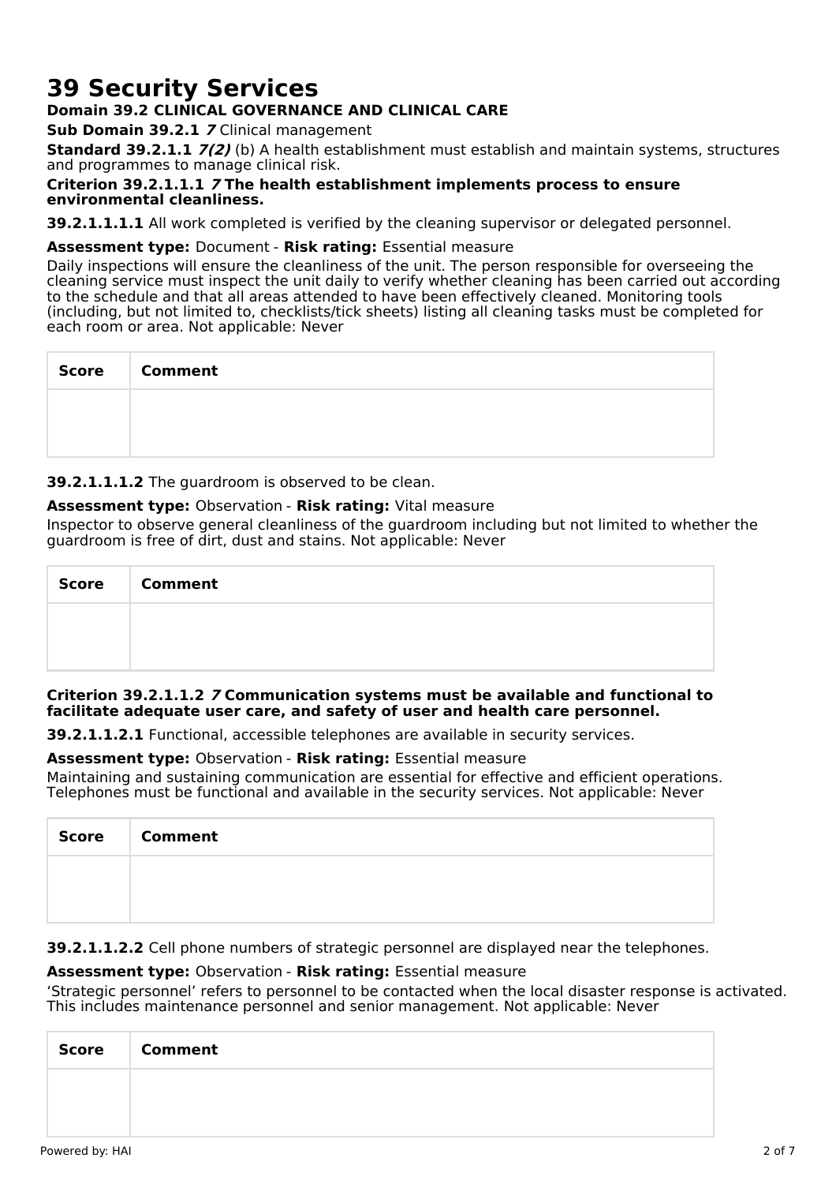# 39 Security Services

**Domain 39.2 CLINICAL GOVERNANCE AND CLINICAL CARE**

**Sub Domain 39.2.1** ***7*** Clinical management

**Standard 39.2.1.1** ***7(2)*** (b) A health establishment must establish and maintain systems, structures and programmes to manage clinical risk.

**Criterion 39.2.1.1.1** ***7*** **The health establishment implements process to ensure environmental cleanliness.**

**39.2.1.1.1.1** All work completed is verified by the cleaning supervisor or delegated personnel.

**Assessment type:** Document - **Risk rating:** Essential measure

Daily inspections will ensure the cleanliness of the unit. The person responsible for overseeing the cleaning service must inspect the unit daily to verify whether cleaning has been carried out according to the schedule and that all areas attended to have been effectively cleaned. Monitoring tools (including, but not limited to, checklists/tick sheets) listing all cleaning tasks must be completed for each room or area. Not applicable: Never

| Score | Comment |
|---|---|
| | |

**39.2.1.1.1.2** The guardroom is observed to be clean.

**Assessment type:** Observation - **Risk rating:** Vital measure

Inspector to observe general cleanliness of the guardroom including but not limited to whether the guardroom is free of dirt, dust and stains. Not applicable: Never

| Score | Comment |
|---|---|
| | |

**Criterion 39.2.1.1.2** ***7*** **Communication systems must be available and functional to facilitate adequate user care, and safety of user and health care personnel.**

**39.2.1.1.2.1** Functional, accessible telephones are available in security services.

**Assessment type:** Observation - **Risk rating:** Essential measure

Maintaining and sustaining communication are essential for effective and efficient operations. Telephones must be functional and available in the security services. Not applicable: Never

| Score | Comment |
|---|---|
| | |

**39.2.1.1.2.2** Cell phone numbers of strategic personnel are displayed near the telephones.

**Assessment type:** Observation - **Risk rating:** Essential measure

'Strategic personnel' refers to personnel to be contacted when the local disaster response is activated. This includes maintenance personnel and senior management. Not applicable: Never

| Score | Comment |
|---|---|
| | |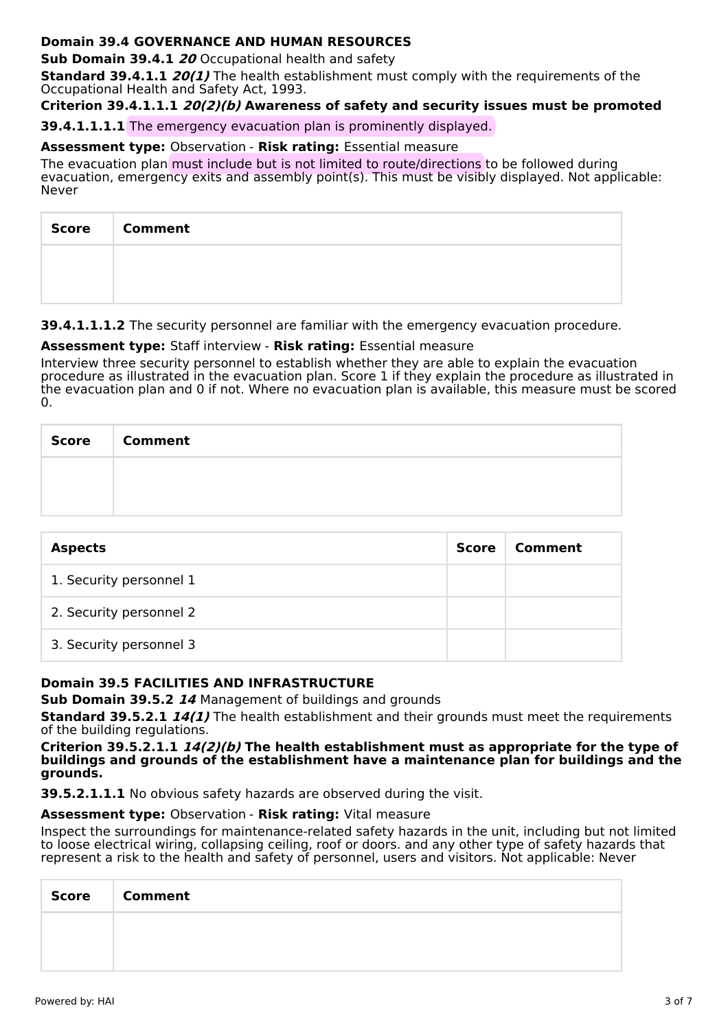**Domain 39.4 GOVERNANCE AND HUMAN RESOURCES**

**Sub Domain 39.4.1** ***20*** Occupational health and safety

**Standard 39.4.1.1** ***20(1)*** The health establishment must comply with the requirements of the Occupational Health and Safety Act, 1993.

**Criterion 39.4.1.1.1** ***20(2)(b)*** **Awareness of safety and security issues must be promoted**

**39.4.1.1.1.1** The emergency evacuation plan is prominently displayed.

**Assessment type:** Observation - **Risk rating:** Essential measure

The evacuation plan must include but is not limited to route/directions to be followed during evacuation, emergency exits and assembly point(s). This must be visibly displayed. Not applicable: Never

| Score | Comment |
| --- | --- |
| | |

**39.4.1.1.1.2** The security personnel are familiar with the emergency evacuation procedure.

**Assessment type:** Staff interview - **Risk rating:** Essential measure

Interview three security personnel to establish whether they are able to explain the evacuation procedure as illustrated in the evacuation plan. Score 1 if they explain the procedure as illustrated in the evacuation plan and 0 if not. Where no evacuation plan is available, this measure must be scored 0.

| Score | Comment |
| --- | --- |
| | |

| Aspects | Score | Comment |
| --- | --- | --- |
| 1. Security personnel 1 | | |
| 2. Security personnel 2 | | |
| 3. Security personnel 3 | | |

**Domain 39.5 FACILITIES AND INFRASTRUCTURE**

**Sub Domain 39.5.2** ***14*** Management of buildings and grounds

**Standard 39.5.2.1** ***14(1)*** The health establishment and their grounds must meet the requirements of the building regulations.

**Criterion 39.5.2.1.1** ***14(2)(b)*** **The health establishment must as appropriate for the type of buildings and grounds of the establishment have a maintenance plan for buildings and the grounds.**

**39.5.2.1.1.1** No obvious safety hazards are observed during the visit.

**Assessment type:** Observation - **Risk rating:** Vital measure

Inspect the surroundings for maintenance-related safety hazards in the unit, including but not limited to loose electrical wiring, collapsing ceiling, roof or doors. and any other type of safety hazards that represent a risk to the health and safety of personnel, users and visitors. Not applicable: Never

| Score | Comment |
| --- | --- |
| | |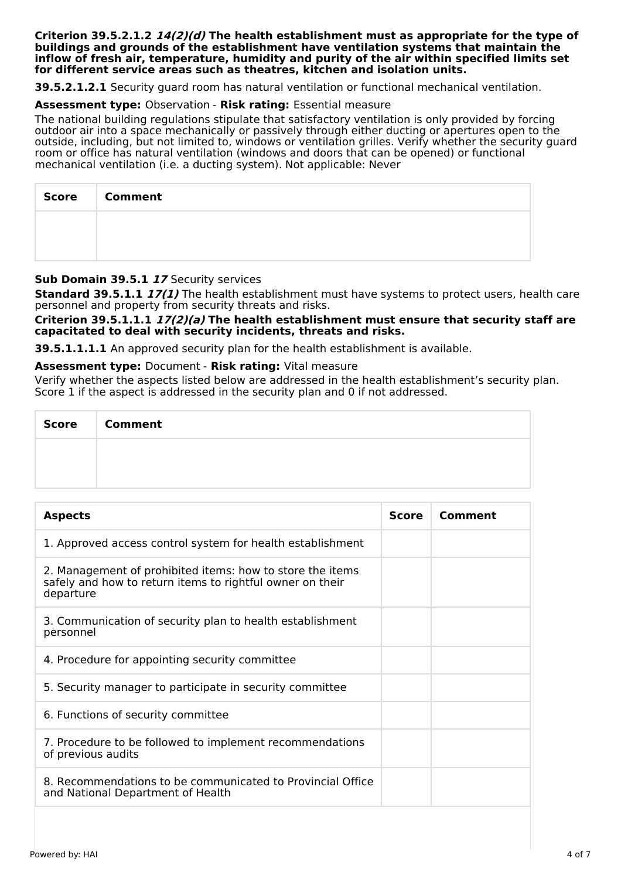**Criterion 39.5.2.1.2 *14(2)(d)* The health establishment must as appropriate for the type of buildings and grounds of the establishment have ventilation systems that maintain the inflow of fresh air, temperature, humidity and purity of the air within specified limits set for different service areas such as theatres, kitchen and isolation units.**

**39.5.2.1.2.1** Security guard room has natural ventilation or functional mechanical ventilation.

**Assessment type:** Observation - **Risk rating:** Essential measure

The national building regulations stipulate that satisfactory ventilation is only provided by forcing outdoor air into a space mechanically or passively through either ducting or apertures open to the outside, including, but not limited to, windows or ventilation grilles. Verify whether the security guard room or office has natural ventilation (windows and doors that can be opened) or functional mechanical ventilation (i.e. a ducting system). Not applicable: Never

| Score | Comment |
| --- | --- |
| | |

**Sub Domain 39.5.1 *17*** Security services

**Standard 39.5.1.1 *17(1)*** The health establishment must have systems to protect users, health care personnel and property from security threats and risks.

**Criterion 39.5.1.1.1 *17(2)(a)* The health establishment must ensure that security staff are capacitated to deal with security incidents, threats and risks.**

**39.5.1.1.1.1** An approved security plan for the health establishment is available.

**Assessment type:** Document - **Risk rating:** Vital measure

Verify whether the aspects listed below are addressed in the health establishment's security plan. Score 1 if the aspect is addressed in the security plan and 0 if not addressed.

| Score | Comment |
| --- | --- |
| | |

| Aspects | Score | Comment |
| --- | --- | --- |
| 1. Approved access control system for health establishment | | |
| 2. Management of prohibited items: how to store the items safely and how to return items to rightful owner on their departure | | |
| 3. Communication of security plan to health establishment personnel | | |
| 4. Procedure for appointing security committee | | |
| 5. Security manager to participate in security committee | | |
| 6. Functions of security committee | | |
| 7. Procedure to be followed to implement recommendations of previous audits | | |
| 8. Recommendations to be communicated to Provincial Office and National Department of Health | | |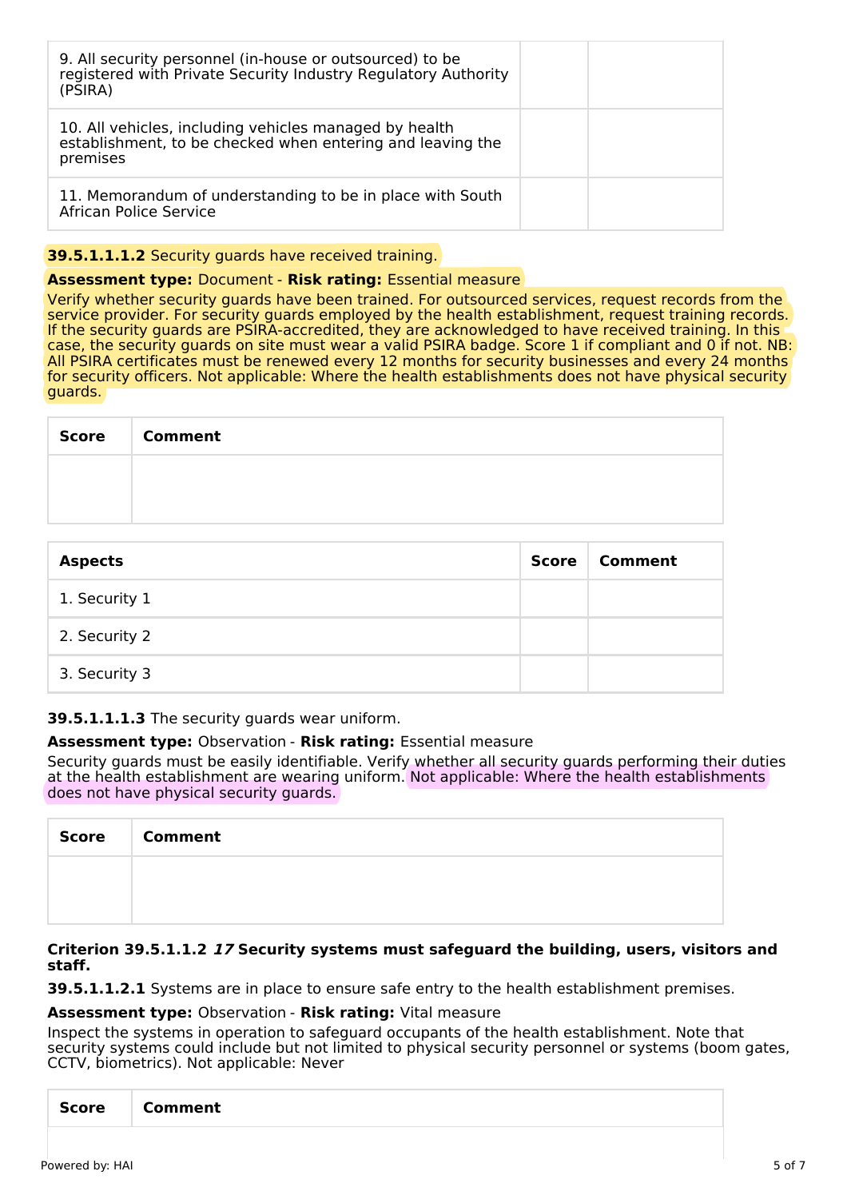| | | |
|---|---|---|
| 9. All security personnel (in-house or outsourced) to be registered with Private Security Industry Regulatory Authority (PSIRA) | | |
| 10. All vehicles, including vehicles managed by health establishment, to be checked when entering and leaving the premises | | |
| 11. Memorandum of understanding to be in place with South African Police Service | | |

**39.5.1.1.1.2** Security guards have received training.

**Assessment type:** Document - **Risk rating:** Essential measure

Verify whether security guards have been trained. For outsourced services, request records from the service provider. For security guards employed by the health establishment, request training records. If the security guards are PSIRA-accredited, they are acknowledged to have received training. In this case, the security guards on site must wear a valid PSIRA badge. Score 1 if compliant and 0 if not. NB: All PSIRA certificates must be renewed every 12 months for security businesses and every 24 months for security officers. Not applicable: Where the health establishments does not have physical security guards.

| Score | Comment |
|---|---|
| | |

| Aspects | Score | Comment |
|---|---|---|
| 1. Security 1 | | |
| 2. Security 2 | | |
| 3. Security 3 | | |

**39.5.1.1.1.3** The security guards wear uniform.

**Assessment type:** Observation - **Risk rating:** Essential measure

Security guards must be easily identifiable. Verify whether all security guards performing their duties at the health establishment are wearing uniform. Not applicable: Where the health establishments does not have physical security guards.

| Score | Comment |
|---|---|
| | |

**Criterion 39.5.1.1.2** ***17*** **Security systems must safeguard the building, users, visitors and staff.**

**39.5.1.1.2.1** Systems are in place to ensure safe entry to the health establishment premises.

**Assessment type:** Observation - **Risk rating:** Vital measure

Inspect the systems in operation to safeguard occupants of the health establishment. Note that security systems could include but not limited to physical security personnel or systems (boom gates, CCTV, biometrics). Not applicable: Never

| Score | Comment |
|---|---|
| | |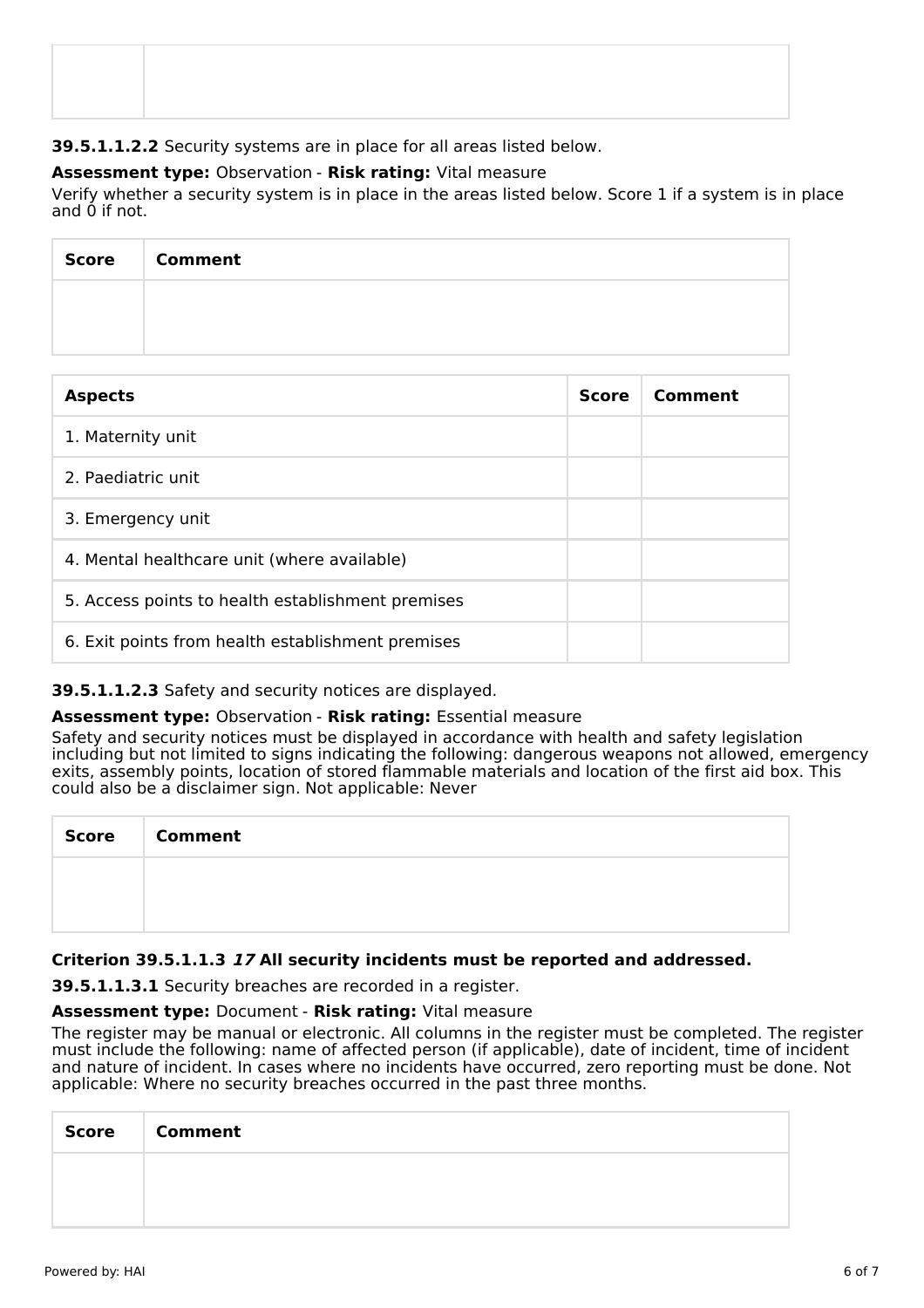| | |
|---|---|
| | |

**39.5.1.1.2.2** Security systems are in place for all areas listed below.

**Assessment type:** Observation - **Risk rating:** Vital measure

Verify whether a security system is in place in the areas listed below. Score 1 if a system is in place and 0 if not.

| Score | Comment |
|---|---|
| | |

| Aspects | Score | Comment |
|---|---|---|
| 1. Maternity unit | | |
| 2. Paediatric unit | | |
| 3. Emergency unit | | |
| 4. Mental healthcare unit (where available) | | |
| 5. Access points to health establishment premises | | |
| 6. Exit points from health establishment premises | | |

**39.5.1.1.2.3** Safety and security notices are displayed.

**Assessment type:** Observation - **Risk rating:** Essential measure

Safety and security notices must be displayed in accordance with health and safety legislation including but not limited to signs indicating the following: dangerous weapons not allowed, emergency exits, assembly points, location of stored flammable materials and location of the first aid box. This could also be a disclaimer sign. Not applicable: Never

| Score | Comment |
|---|---|
| | |

### Criterion 39.5.1.1.3 *17* All security incidents must be reported and addressed.

**39.5.1.1.3.1** Security breaches are recorded in a register.

**Assessment type:** Document - **Risk rating:** Vital measure

The register may be manual or electronic. All columns in the register must be completed. The register must include the following: name of affected person (if applicable), date of incident, time of incident and nature of incident. In cases where no incidents have occurred, zero reporting must be done. Not applicable: Where no security breaches occurred in the past three months.

| Score | Comment |
|---|---|
| | |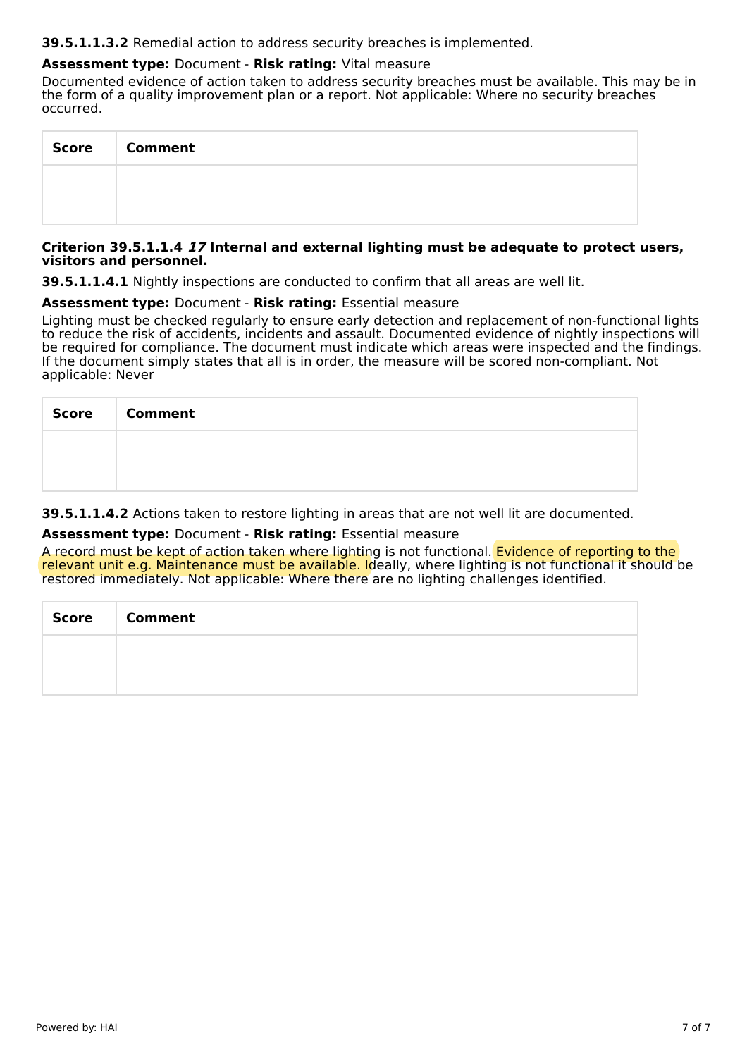**39.5.1.1.3.2** Remedial action to address security breaches is implemented.

**Assessment type:** Document - **Risk rating:** Vital measure

Documented evidence of action taken to address security breaches must be available. This may be in the form of a quality improvement plan or a report. Not applicable: Where no security breaches occurred.

| Score | Comment |
| --- | --- |
| | |

**Criterion 39.5.1.1.4 *17* Internal and external lighting must be adequate to protect users, visitors and personnel.**

**39.5.1.1.4.1** Nightly inspections are conducted to confirm that all areas are well lit.

**Assessment type:** Document - **Risk rating:** Essential measure

Lighting must be checked regularly to ensure early detection and replacement of non-functional lights to reduce the risk of accidents, incidents and assault. Documented evidence of nightly inspections will be required for compliance. The document must indicate which areas were inspected and the findings. If the document simply states that all is in order, the measure will be scored non-compliant. Not applicable: Never

| Score | Comment |
| --- | --- |
| | |

**39.5.1.1.4.2** Actions taken to restore lighting in areas that are not well lit are documented.

**Assessment type:** Document - **Risk rating:** Essential measure

A record must be kept of action taken where lighting is not functional. Evidence of reporting to the relevant unit e.g. Maintenance must be available. Ideally, where lighting is not functional it should be restored immediately. Not applicable: Where there are no lighting challenges identified.

| Score | Comment |
| --- | --- |
| | |